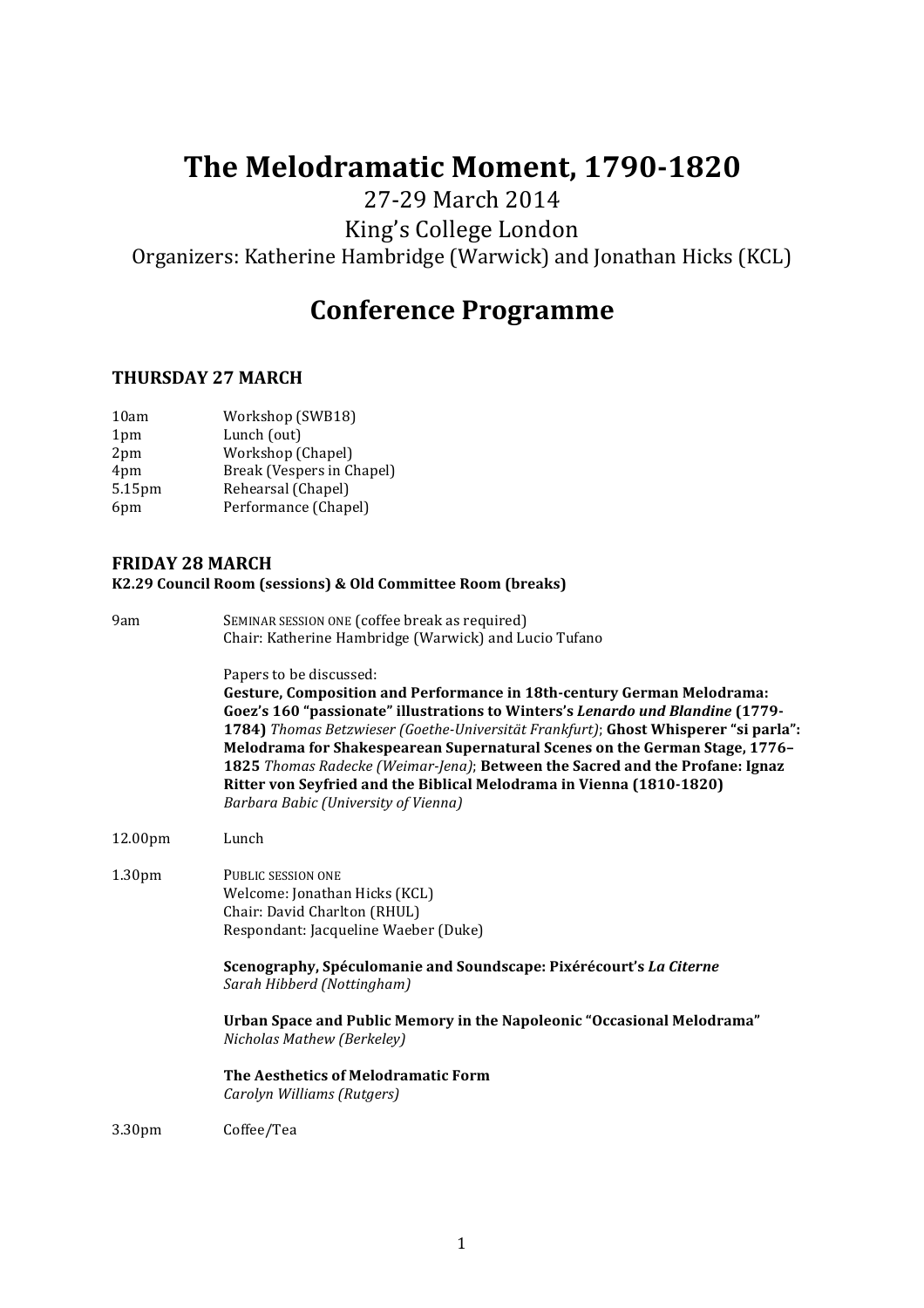# The Melodramatic Moment, 1790-1820

27-29 March 2014

King's College London

Organizers: Katherine Hambridge (Warwick) and Jonathan Hicks (KCL)

# Conference Programme

### THURSDAY 27 MARCH

| | |
|---|---|
| 10am | Workshop (SWB18) |
| 1pm | Lunch (out) |
| 2pm | Workshop (Chapel) |
| 4pm | Break (Vespers in Chapel) |
| 5.15pm | Rehearsal (Chapel) |
| 6pm | Performance (Chapel) |

### FRIDAY 28 MARCH

**K2.29 Council Room (sessions) & Old Committee Room (breaks)**

9am — SEMINAR SESSION ONE (coffee break as required)
Chair: Katherine Hambridge (Warwick) and Lucio Tufano

Papers to be discussed:
**Gesture, Composition and Performance in 18th-century German Melodrama: Goez's 160 "passionate" illustrations to Winters's *Lenardo und Blandine* (1779-1784)** *Thomas Betzwieser (Goethe-Universität Frankfurt)*; **Ghost Whisperer "si parla": Melodrama for Shakespearean Supernatural Scenes on the German Stage, 1776–1825** *Thomas Radecke (Weimar-Jena)*; **Between the Sacred and the Profane: Ignaz Ritter von Seyfried and the Biblical Melodrama in Vienna (1810-1820)** *Barbara Babic (University of Vienna)*

12.00pm — Lunch

1.30pm — PUBLIC SESSION ONE
Welcome: Jonathan Hicks (KCL)
Chair: David Charlton (RHUL)
Respondant: Jacqueline Waeber (Duke)

**Scenography, Spéculomanie and Soundscape: Pixérécourt's *La Citerne***
*Sarah Hibberd (Nottingham)*

**Urban Space and Public Memory in the Napoleonic "Occasional Melodrama"**
*Nicholas Mathew (Berkeley)*

**The Aesthetics of Melodramatic Form**
*Carolyn Williams (Rutgers)*

3.30pm — Coffee/Tea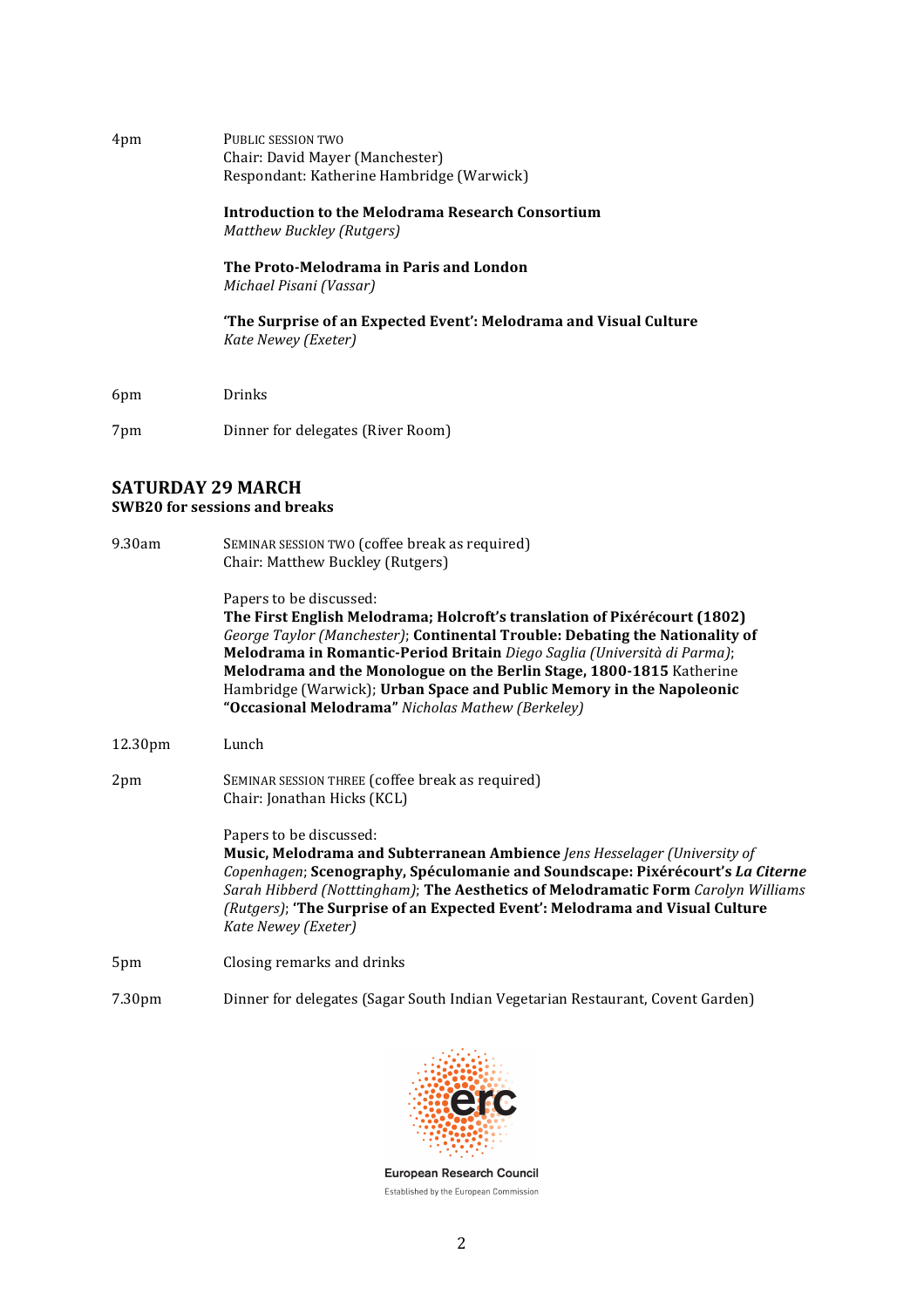4pm PUBLIC SESSION TWO
Chair: David Mayer (Manchester)
Respondant: Katherine Hambridge (Warwick)

**Introduction to the Melodrama Research Consortium**
*Matthew Buckley (Rutgers)*

**The Proto-Melodrama in Paris and London**
*Michael Pisani (Vassar)*

**'The Surprise of an Expected Event': Melodrama and Visual Culture**
*Kate Newey (Exeter)*

6pm Drinks

7pm Dinner for delegates (River Room)

## SATURDAY 29 MARCH

**SWB20 for sessions and breaks**

9.30am SEMINAR SESSION TWO (coffee break as required)
Chair: Matthew Buckley (Rutgers)

Papers to be discussed:
**The First English Melodrama; Holcroft's translation of Pixérécourt (1802)** *George Taylor (Manchester)*; **Continental Trouble: Debating the Nationality of Melodrama in Romantic-Period Britain** *Diego Saglia (Università di Parma)*; **Melodrama and the Monologue on the Berlin Stage, 1800-1815** Katherine Hambridge (Warwick); **Urban Space and Public Memory in the Napoleonic "Occasional Melodrama"** *Nicholas Mathew (Berkeley)*

12.30pm Lunch

2pm SEMINAR SESSION THREE (coffee break as required)
Chair: Jonathan Hicks (KCL)

Papers to be discussed:
**Music, Melodrama and Subterranean Ambience** *Jens Hesselager (University of Copenhagen*; **Scenography, Spéculomanie and Soundscape: Pixérécourt's *La Citerne*** *Sarah Hibberd (Notttingham)*; **The Aesthetics of Melodramatic Form** *Carolyn Williams (Rutgers)*; **'The Surprise of an Expected Event': Melodrama and Visual Culture** *Kate Newey (Exeter)*

5pm Closing remarks and drinks

7.30pm Dinner for delegates (Sagar South Indian Vegetarian Restaurant, Covent Garden)

erc
European Research Council
Established by the European Commission